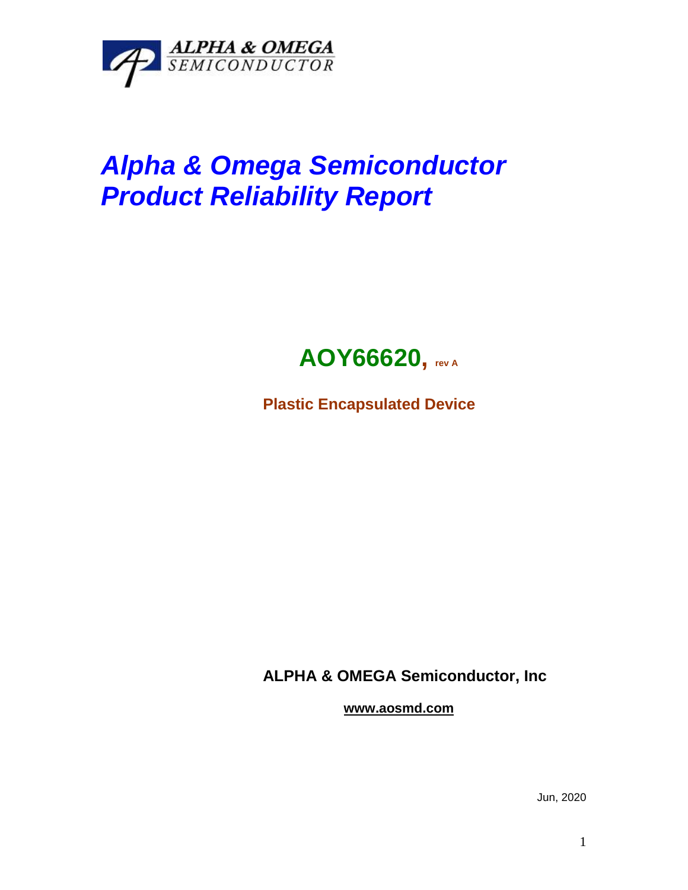ALPHA & OMEGA
SEMICONDUCTOR

# *Alpha & Omega Semiconductor Product Reliability Report*

## AOY66620, rev A

**Plastic Encapsulated Device**

**ALPHA & OMEGA Semiconductor, Inc**

**www.aosmd.com**

Jun, 2020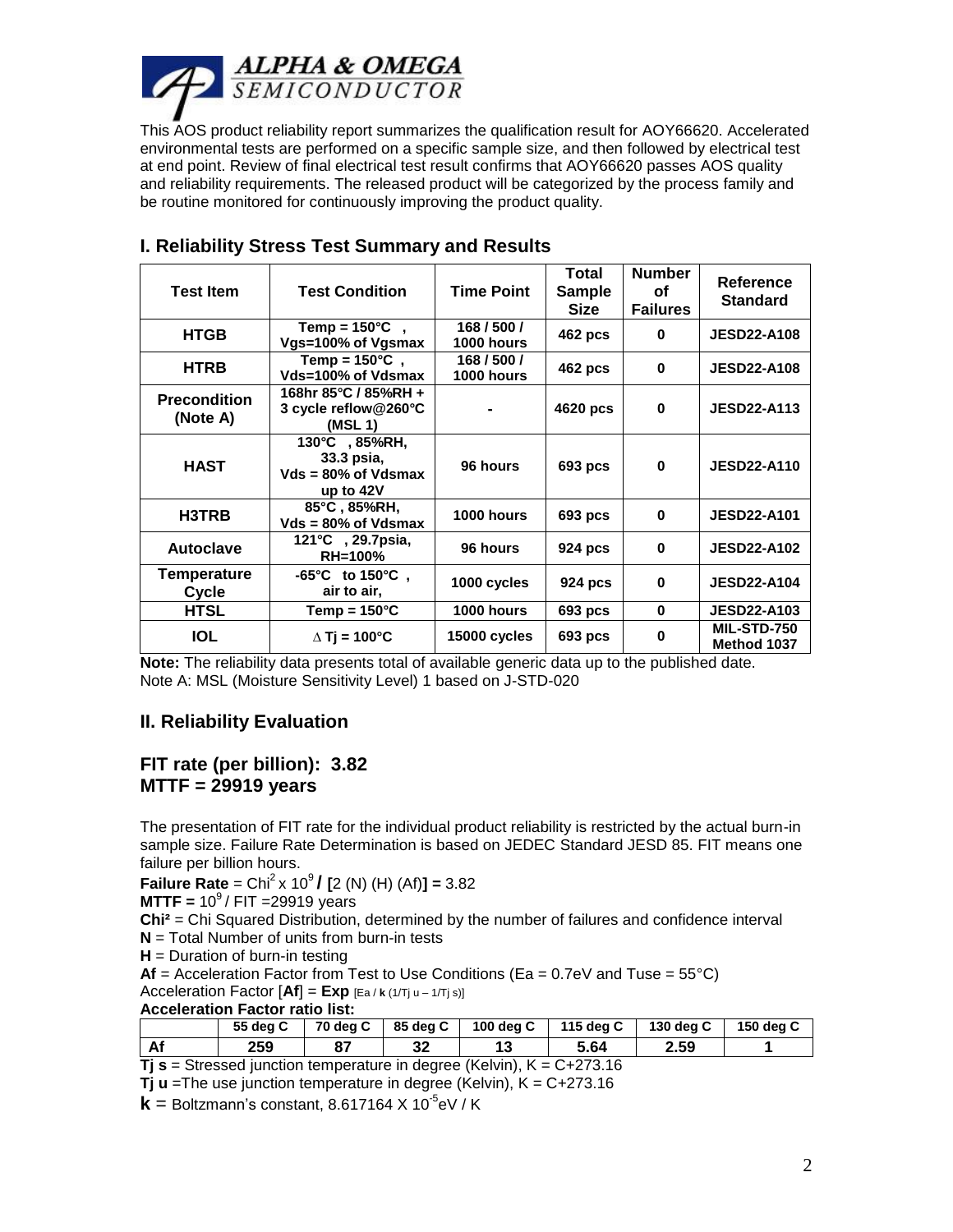This AOS product reliability report summarizes the qualification result for AOY66620. Accelerated environmental tests are performed on a specific sample size, and then followed by electrical test at end point. Review of final electrical test result confirms that AOY66620 passes AOS quality and reliability requirements. The released product will be categorized by the process family and be routine monitored for continuously improving the product quality.

## I. Reliability Stress Test Summary and Results

| Test Item | Test Condition | Time Point | Total Sample Size | Number of Failures | Reference Standard |
|---|---|---|---|---|---|
| HTGB | Temp = 150°C , Vgs=100% of Vgsmax | 168 / 500 / 1000 hours | 462 pcs | 0 | JESD22-A108 |
| HTRB | Temp = 150°C , Vds=100% of Vdsmax | 168 / 500 / 1000 hours | 462 pcs | 0 | JESD22-A108 |
| Precondition (Note A) | 168hr 85°C / 85%RH + 3 cycle reflow@260°C (MSL 1) | - | 4620 pcs | 0 | JESD22-A113 |
| HAST | 130°C , 85%RH, 33.3 psia, Vds = 80% of Vdsmax up to 42V | 96 hours | 693 pcs | 0 | JESD22-A110 |
| H3TRB | 85°C , 85%RH, Vds = 80% of Vdsmax | 1000 hours | 693 pcs | 0 | JESD22-A101 |
| Autoclave | 121°C , 29.7psia, RH=100% | 96 hours | 924 pcs | 0 | JESD22-A102 |
| Temperature Cycle | -65°C to 150°C , air to air, | 1000 cycles | 924 pcs | 0 | JESD22-A104 |
| HTSL | Temp = 150°C | 1000 hours | 693 pcs | 0 | JESD22-A103 |
| IOL | $\Delta$ Tj = 100°C | 15000 cycles | 693 pcs | 0 | MIL-STD-750 Method 1037 |

**Note:** The reliability data presents total of available generic data up to the published date.
Note A: MSL (Moisture Sensitivity Level) 1 based on J-STD-020

## II. Reliability Evaluation

### FIT rate (per billion): 3.82
### MTTF = 29919 years

The presentation of FIT rate for the individual product reliability is restricted by the actual burn-in sample size. Failure Rate Determination is based on JEDEC Standard JESD 85. FIT means one failure per billion hours.

**Failure Rate** = $Chi^2 \times 10^9$ **/ [**2 (N) (H) (Af)**] =** 3.82

**MTTF =** $10^9$ / FIT =29919 years

**Chi²** = Chi Squared Distribution, determined by the number of failures and confidence interval

**N** = Total Number of units from burn-in tests

**H** = Duration of burn-in testing

**Af** = Acceleration Factor from Test to Use Conditions (Ea = 0.7eV and Tuse = 55°C)

Acceleration Factor [**Af**] = **Exp** [Ea / **k** (1/Tj u – 1/Tj s)]

**Acceleration Factor ratio list:**

| | 55 deg C | 70 deg C | 85 deg C | 100 deg C | 115 deg C | 130 deg C | 150 deg C |
|---|---|---|---|---|---|---|---|
| Af | 259 | 87 | 32 | 13 | 5.64 | 2.59 | 1 |

**Tj s** = Stressed junction temperature in degree (Kelvin), K = C+273.16

**Tj u** =The use junction temperature in degree (Kelvin), K = C+273.16

**k** = Boltzmann's constant, $8.617164 \times 10^{-5}$eV / K